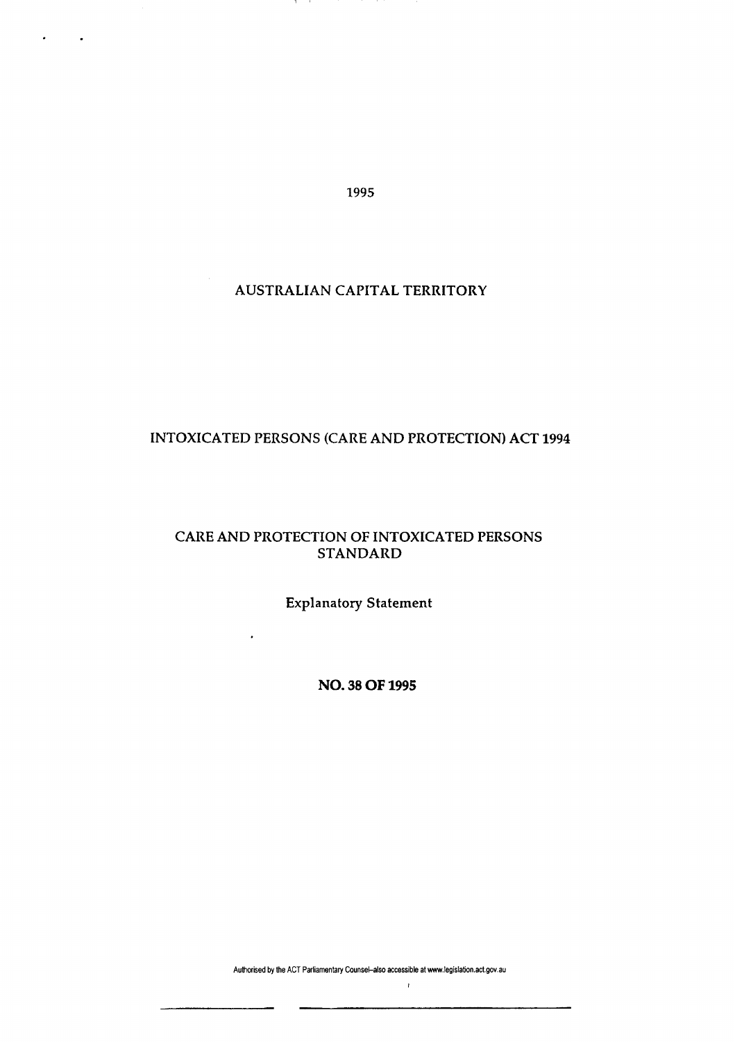1995

AUSTRALIAN CAPITAL TERRITORY

INTOXICATED PERSONS (CARE AND PROTECTION) ACT 1994

CARE AND PROTECTION OF INTOXICATED PERSONS STANDARD

Explanatory Statement

**NO. 38 OF 1995**

Authorised by the ACT Parliamentary Counsel–also accessible at www.legislation.act.gov.au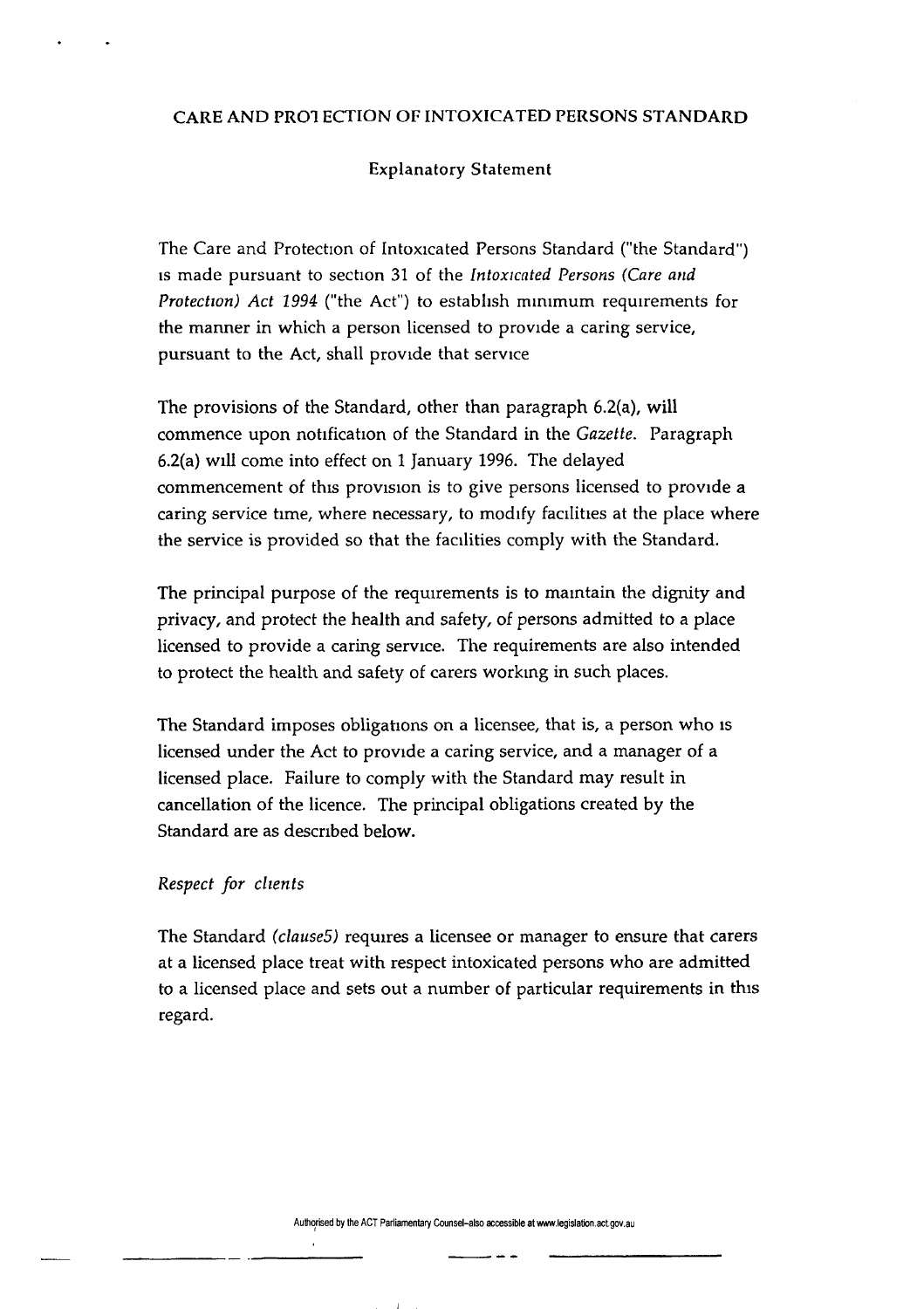## CARE AND PROTECTION OF INTOXICATED PERSONS STANDARD

### Explanatory Statement

The Care and Protection of Intoxicated Persons Standard ("the Standard") is made pursuant to section 31 of the *Intoxicated Persons (Care and Protection) Act 1994* ("the Act") to establish minimum requirements for the manner in which a person licensed to provide a caring service, pursuant to the Act, shall provide that service

The provisions of the Standard, other than paragraph 6.2(a), will commence upon notification of the Standard in the *Gazette*. Paragraph 6.2(a) will come into effect on 1 January 1996. The delayed commencement of this provision is to give persons licensed to provide a caring service time, where necessary, to modify facilities at the place where the service is provided so that the facilities comply with the Standard.

The principal purpose of the requirements is to maintain the dignity and privacy, and protect the health and safety, of persons admitted to a place licensed to provide a caring service. The requirements are also intended to protect the health and safety of carers working in such places.

The Standard imposes obligations on a licensee, that is, a person who is licensed under the Act to provide a caring service, and a manager of a licensed place. Failure to comply with the Standard may result in cancellation of the licence. The principal obligations created by the Standard are as described below.

*Respect for clients*

The Standard *(clause5)* requires a licensee or manager to ensure that carers at a licensed place treat with respect intoxicated persons who are admitted to a licensed place and sets out a number of particular requirements in this regard.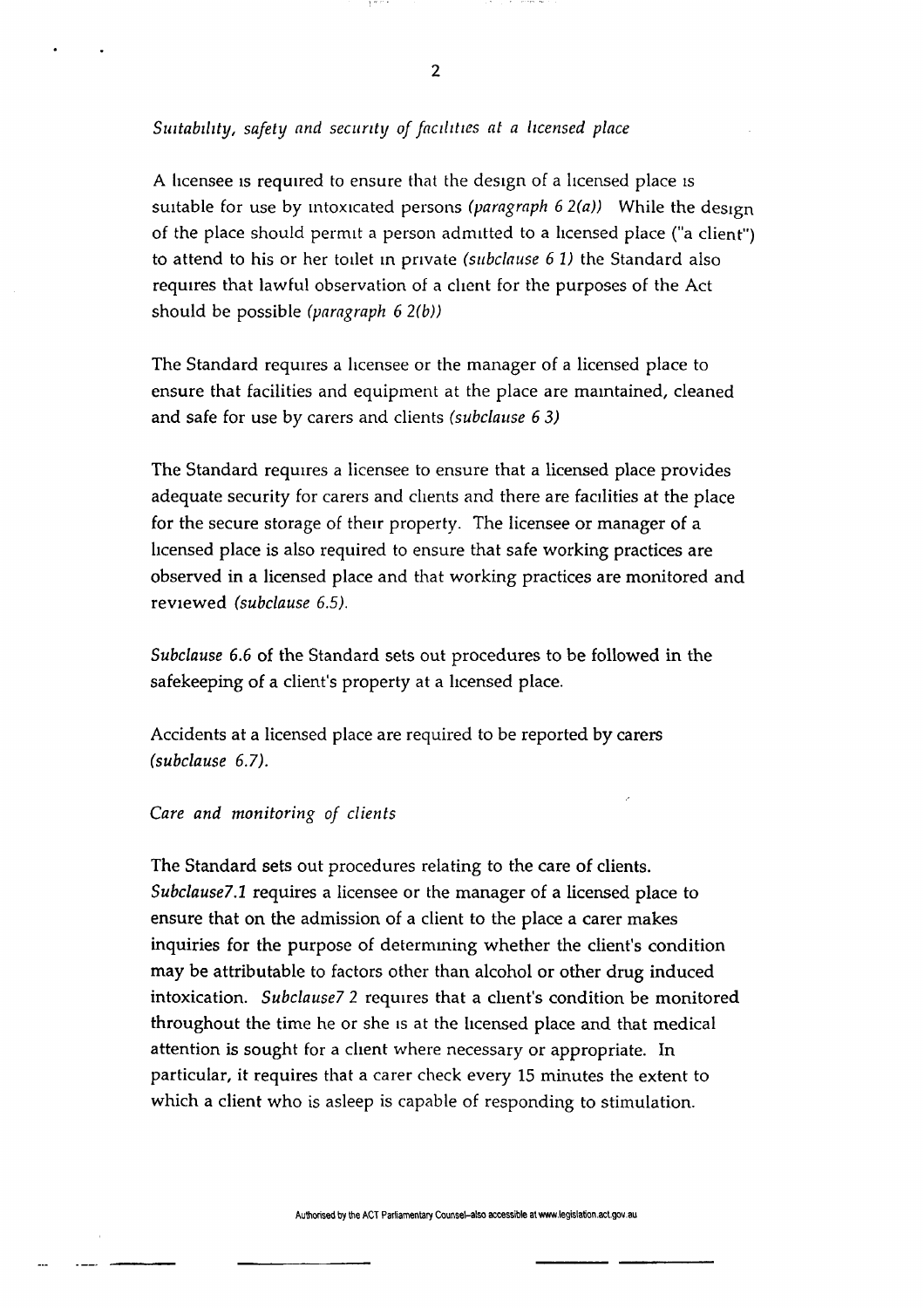*Suitability, safety and security of facilities at a licensed place*

A licensee is required to ensure that the design of a licensed place is suitable for use by intoxicated persons *(paragraph 6 2(a))* While the design of the place should permit a person admitted to a licensed place ("a client") to attend to his or her toilet in private *(subclause 6 1)* the Standard also requires that lawful observation of a client for the purposes of the Act should be possible *(paragraph 6 2(b))*

The Standard requires a licensee or the manager of a licensed place to ensure that facilities and equipment at the place are maintained, cleaned and safe for use by carers and clients *(subclause 6 3)*

The Standard requires a licensee to ensure that a licensed place provides adequate security for carers and clients and there are facilities at the place for the secure storage of their property. The licensee or manager of a licensed place is also required to ensure that safe working practices are observed in a licensed place and that working practices are monitored and reviewed *(subclause 6.5)*.

*Subclause 6.6* of the Standard sets out procedures to be followed in the safekeeping of a client's property at a licensed place.

Accidents at a licensed place are required to be reported by carers *(subclause 6.7)*.

*Care and monitoring of clients*

The Standard sets out procedures relating to the care of clients. *Subclause7.1* requires a licensee or the manager of a licensed place to ensure that on the admission of a client to the place a carer makes inquiries for the purpose of determining whether the client's condition may be attributable to factors other than alcohol or other drug induced intoxication. *Subclause7 2* requires that a client's condition be monitored throughout the time he or she is at the licensed place and that medical attention is sought for a client where necessary or appropriate. In particular, it requires that a carer check every 15 minutes the extent to which a client who is asleep is capable of responding to stimulation.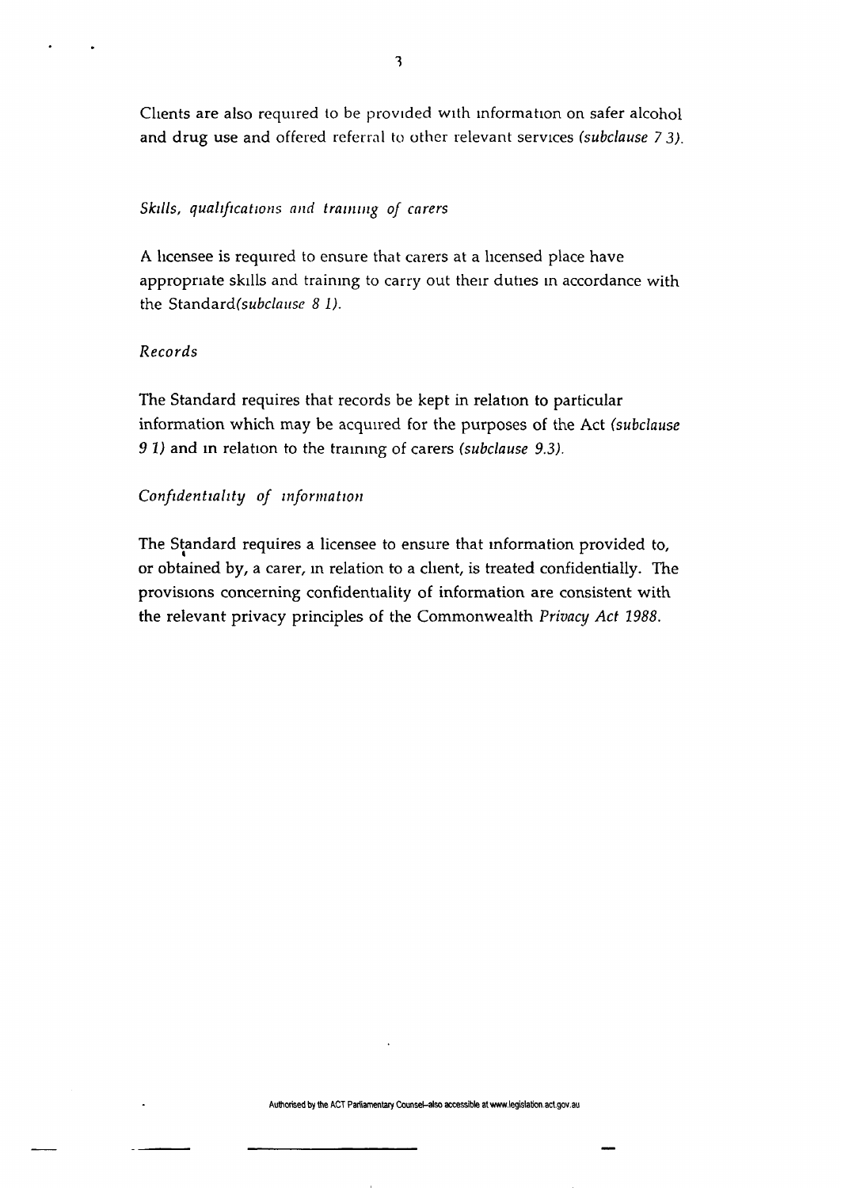Clients are also required to be provided with information on safer alcohol and drug use and offered referral to other relevant services *(subclause 7 3)*.

*Skills, qualifications and training of carers*

A licensee is required to ensure that carers at a licensed place have appropriate skills and training to carry out their duties in accordance with the Standard*(subclause 8 1)*.

*Records*

The Standard requires that records be kept in relation to particular information which may be acquired for the purposes of the Act *(subclause 9 1)* and in relation to the training of carers *(subclause 9.3)*.

*Confidentiality of information*

The Standard requires a licensee to ensure that information provided to, or obtained by, a carer, in relation to a client, is treated confidentially. The provisions concerning confidentiality of information are consistent with the relevant privacy principles of the Commonwealth *Privacy Act 1988*.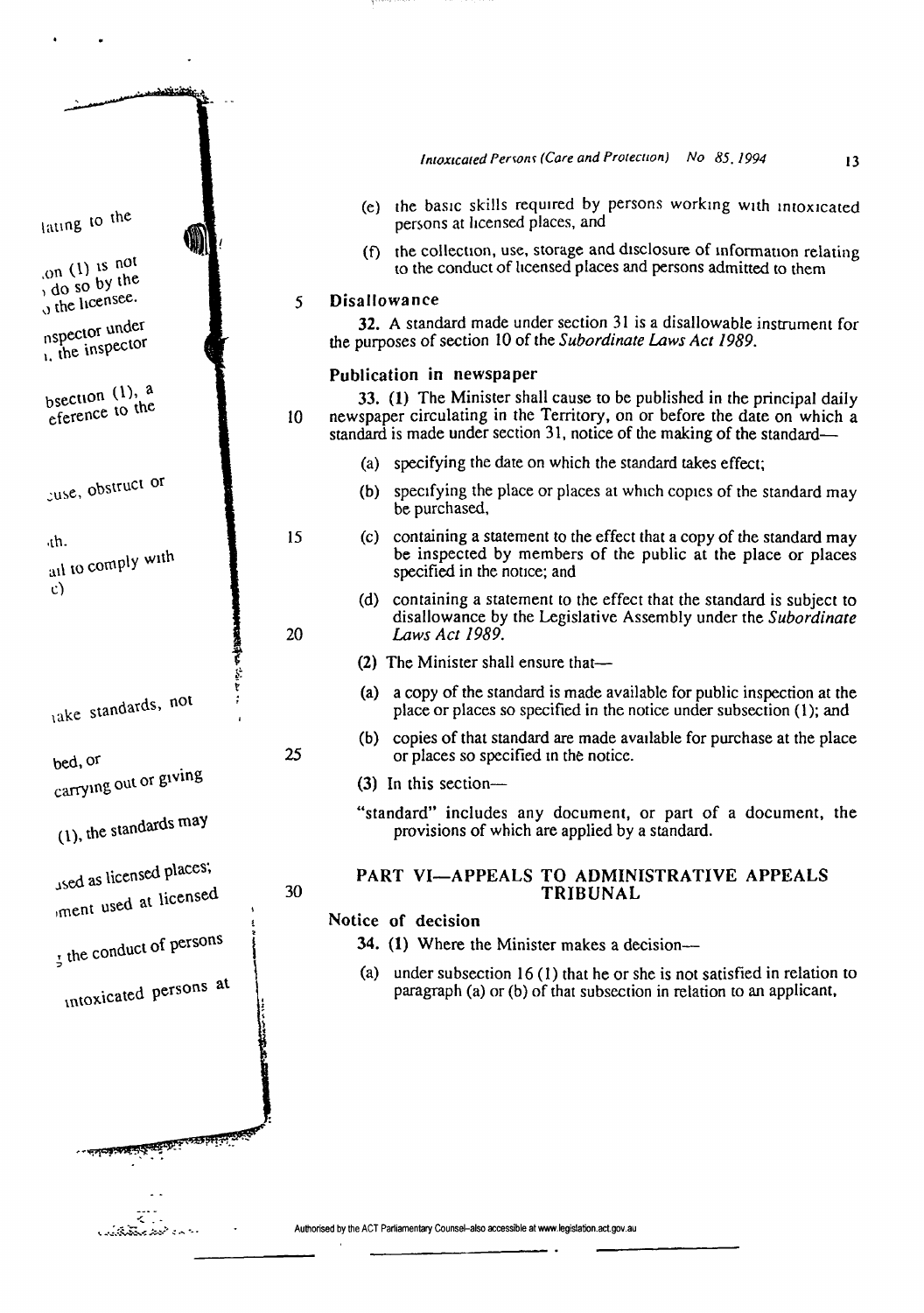(e) the basic skills required by persons working with intoxicated persons at licensed places, and

(f) the collection, use, storage and disclosure of information relating to the conduct of licensed places and persons admitted to them

### Disallowance

**32.** A standard made under section 31 is a disallowable instrument for the purposes of section 10 of the *Subordinate Laws Act 1989*.

### Publication in newspaper

**33. (1)** The Minister shall cause to be published in the principal daily newspaper circulating in the Territory, on or before the date on which a standard is made under section 31, notice of the making of the standard—

(a) specifying the date on which the standard takes effect;

(b) specifying the place or places at which copies of the standard may be purchased,

(c) containing a statement to the effect that a copy of the standard may be inspected by members of the public at the place or places specified in the notice; and

(d) containing a statement to the effect that the standard is subject to disallowance by the Legislative Assembly under the *Subordinate Laws Act 1989*.

**(2)** The Minister shall ensure that—

(a) a copy of the standard is made available for public inspection at the place or places so specified in the notice under subsection (1); and

(b) copies of that standard are made available for purchase at the place or places so specified in the notice.

**(3)** In this section—

"standard" includes any document, or part of a document, the provisions of which are applied by a standard.

## PART VI—APPEALS TO ADMINISTRATIVE APPEALS TRIBUNAL

### Notice of decision

**34. (1)** Where the Minister makes a decision—

(a) under subsection 16 (1) that he or she is not satisfied in relation to paragraph (a) or (b) of that subsection in relation to an applicant,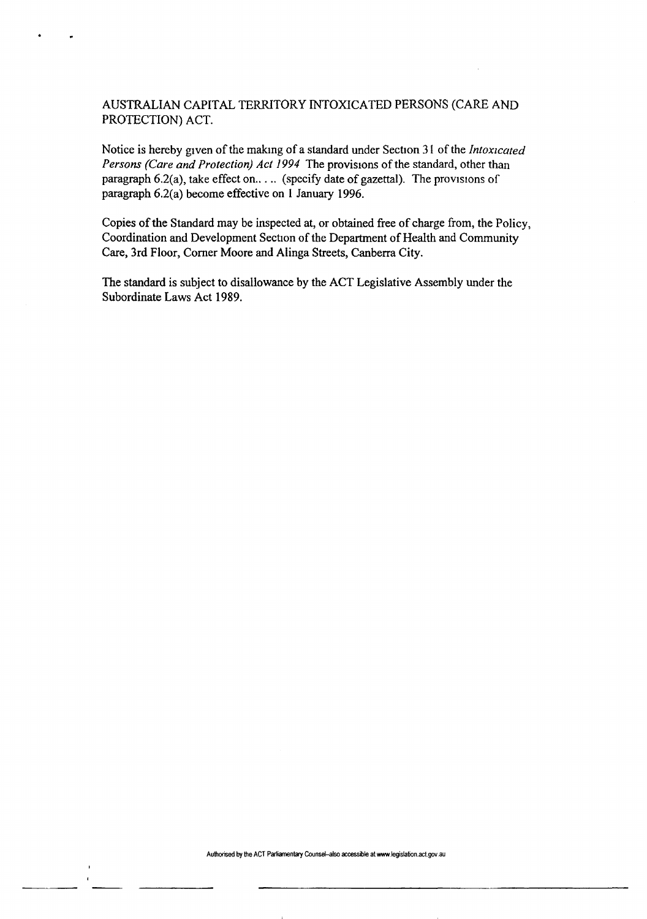AUSTRALIAN CAPITAL TERRITORY INTOXICATED PERSONS (CARE AND PROTECTION) ACT.

Notice is hereby given of the making of a standard under Section 31 of the *Intoxicated Persons (Care and Protection) Act 1994* The provisions of the standard, other than paragraph 6.2(a), take effect on.. . .. (specify date of gazettal). The provisions of paragraph 6.2(a) become effective on 1 January 1996.

Copies of the Standard may be inspected at, or obtained free of charge from, the Policy, Coordination and Development Section of the Department of Health and Community Care, 3rd Floor, Corner Moore and Alinga Streets, Canberra City.

The standard is subject to disallowance by the ACT Legislative Assembly under the Subordinate Laws Act 1989.